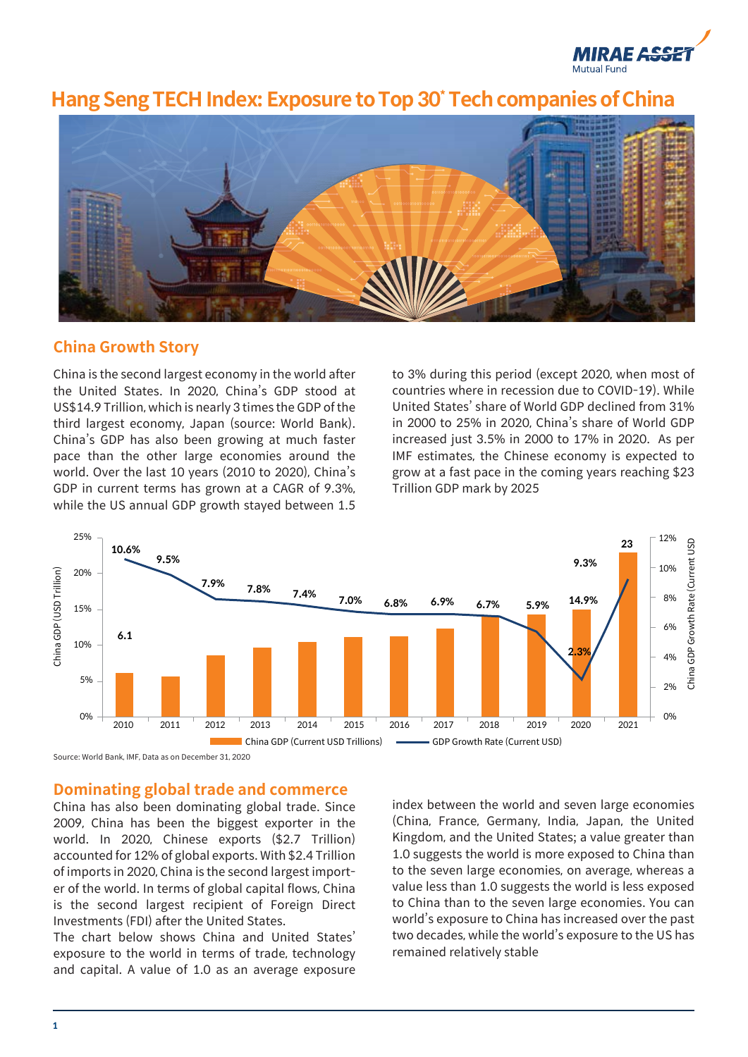# Hang Seng TECH Index: Exposure to Top 30* Tech companies of China

## China Growth Story

China is the second largest economy in the world after the United States. In 2020, China's GDP stood at US$14.9 Trillion, which is nearly 3 times the GDP of the third largest economy, Japan (source: World Bank). China's GDP has also been growing at much faster pace than the other large economies around the world. Over the last 10 years (2010 to 2020), China's GDP in current terms has grown at a CAGR of 9.3%, while the US annual GDP growth stayed between 1.5 to 3% during this period (except 2020, when most of countries where in recession due to COVID-19). While United States' share of World GDP declined from 31% in 2000 to 25% in 2020, China's share of World GDP increased just 3.5% in 2000 to 17% in 2020. As per IMF estimates, the Chinese economy is expected to grow at a fast pace in the coming years reaching $23 Trillion GDP mark by 2025

| Year | China GDP (Current USD Trillions) | GDP Growth Rate (Current USD) |
|---|---|---|
| 2010 | 6.1 | 10.6% |
| 2011 | | 9.5% |
| 2012 | | 7.9% |
| 2013 | | 7.8% |
| 2014 | | 7.4% |
| 2015 | | 7.0% |
| 2016 | | 6.8% |
| 2017 | | 6.9% |
| 2018 | | 6.7% |
| 2019 | | 5.9% |
| 2020 | 14.9 | 2.3% |
| 2021 | 23 | 9.3% |

Source: World Bank, IMF, Data as on December 31, 2020

## Dominating global trade and commerce

China has also been dominating global trade. Since 2009, China has been the biggest exporter in the world. In 2020, Chinese exports ($2.7 Trillion) accounted for 12% of global exports. With $2.4 Trillion of imports in 2020, China is the second largest importer of the world. In terms of global capital flows, China is the second largest recipient of Foreign Direct Investments (FDI) after the United States.

The chart below shows China and United States' exposure to the world in terms of trade, technology and capital. A value of 1.0 as an average exposure index between the world and seven large economies (China, France, Germany, India, Japan, the United Kingdom, and the United States; a value greater than 1.0 suggests the world is more exposed to China than to the seven large economies, on average, whereas a value less than 1.0 suggests the world is less exposed to China than to the seven large economies. You can world's exposure to China has increased over the past two decades, while the world's exposure to the US has remained relatively stable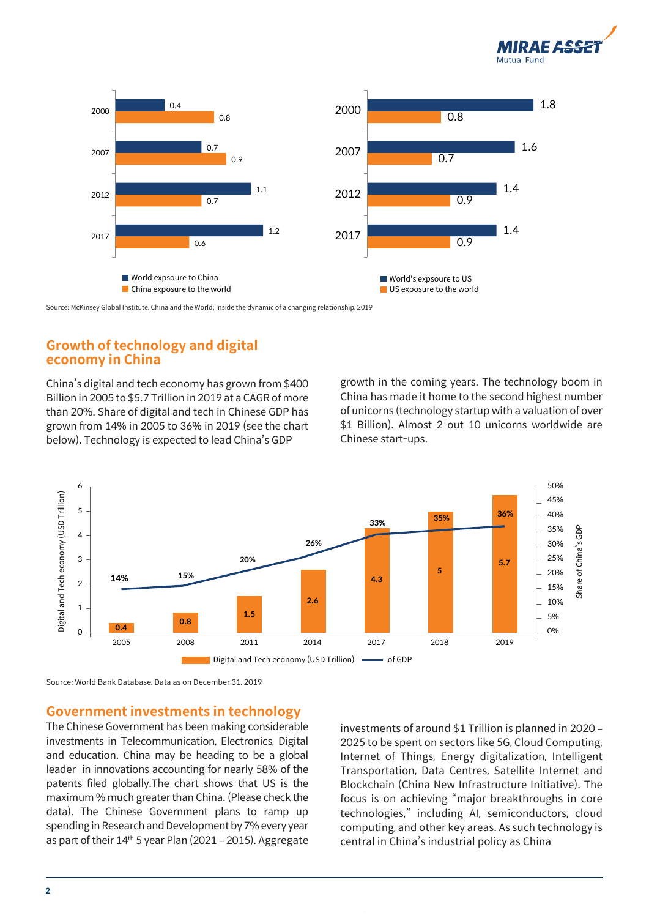| Year | World exposure to China | China exposure to the world |
|---|---|---|
| 2000 | 0.4 | 0.8 |
| 2007 | 0.7 | 0.9 |
| 2012 | 1.1 | 0.7 |
| 2017 | 1.2 | 0.6 |

| Year | World's exposure to US | US exposure to the world |
|---|---|---|
| 2000 | 1.8 | 0.8 |
| 2007 | 1.6 | 0.7 |
| 2012 | 1.4 | 0.9 |
| 2017 | 1.4 | 0.9 |

Source: McKinsey Global Institute, China and the World; Inside the dynamic of a changing relationship, 2019

## Growth of technology and digital economy in China

China's digital and tech economy has grown from $400 Billion in 2005 to $5.7 Trillion in 2019 at a CAGR of more than 20%. Share of digital and tech in Chinese GDP has grown from 14% in 2005 to 36% in 2019 (see the chart below). Technology is expected to lead China's GDP growth in the coming years. The technology boom in China has made it home to the second highest number of unicorns (technology startup with a valuation of over $1 Billion). Almost 2 out 10 unicorns worldwide are Chinese start-ups.

| Year | Digital and Tech economy (USD Trillion) | of GDP |
|---|---|---|
| 2005 | 0.4 | 14% |
| 2008 | 0.8 | 15% |
| 2011 | 1.5 | 20% |
| 2014 | 2.6 | 26% |
| 2017 | 4.3 | 33% |
| 2018 | 5 | 35% |
| 2019 | 5.7 | 36% |

Source: World Bank Database, Data as on December 31, 2019

## Government investments in technology

The Chinese Government has been making considerable investments in Telecommunication, Electronics, Digital and education. China may be heading to be a global leader in innovations accounting for nearly 58% of the patents filed globally.The chart shows that US is the maximum % much greater than China. (Please check the data). The Chinese Government plans to ramp up spending in Research and Development by 7% every year as part of their 14th 5 year Plan (2021 – 2015). Aggregate investments of around $1 Trillion is planned in 2020 – 2025 to be spent on sectors like 5G, Cloud Computing, Internet of Things, Energy digitalization, Intelligent Transportation, Data Centres, Satellite Internet and Blockchain (China New Infrastructure Initiative). The focus is on achieving "major breakthroughs in core technologies," including AI, semiconductors, cloud computing, and other key areas. As such technology is central in China's industrial policy as China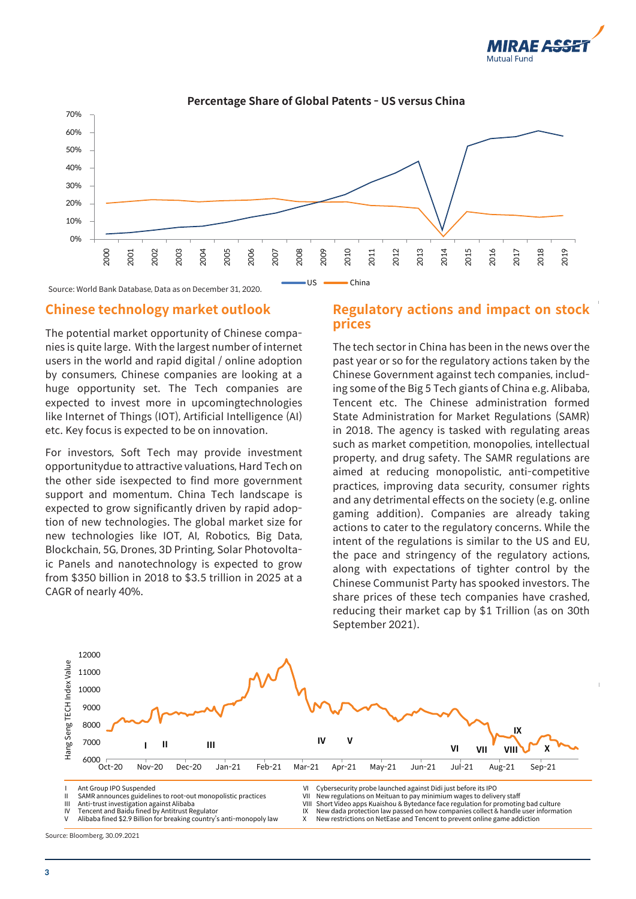**Percentage Share of Global Patents - US versus China**

Source: World Bank Database, Data as on December 31, 2020.

## Chinese technology market outlook

The potential market opportunity of Chinese companies is quite large. With the largest number of internet users in the world and rapid digital / online adoption by consumers, Chinese companies are looking at a huge opportunity set. The Tech companies are expected to invest more in upcomingtechnologies like Internet of Things (IOT), Artificial Intelligence (AI) etc. Key focus is expected to be on innovation.

For investors, Soft Tech may provide investment opportunitydue to attractive valuations, Hard Tech on the other side isexpected to find more government support and momentum. China Tech landscape is expected to grow significantly driven by rapid adoption of new technologies. The global market size for new technologies like IOT, AI, Robotics, Big Data, Blockchain, 5G, Drones, 3D Printing, Solar Photovoltaic Panels and nanotechnology is expected to grow from $350 billion in 2018 to $3.5 trillion in 2025 at a CAGR of nearly 40%.

## Regulatory actions and impact on stock prices

The tech sector in China has been in the news over the past year or so for the regulatory actions taken by the Chinese Government against tech companies, including some of the Big 5 Tech giants of China e.g. Alibaba, Tencent etc. The Chinese administration formed State Administration for Market Regulations (SAMR) in 2018. The agency is tasked with regulating areas such as market competition, monopolies, intellectual property, and drug safety. The SAMR regulations are aimed at reducing monopolistic, anti-competitive practices, improving data security, consumer rights and any detrimental effects on the society (e.g. online gaming addition). Companies are already taking actions to cater to the regulatory concerns. While the intent of the regulations is similar to the US and EU, the pace and stringency of the regulatory actions, along with expectations of tighter control by the Chinese Communist Party has spooked investors. The share prices of these tech companies have crashed, reducing their market cap by $1 Trillion (as on 30th September 2021).

I Ant Group IPO Suspended
II SAMR announces guidelines to root-out monopolistic practices
III Anti-trust investigation against Alibaba
IV Tencent and Baidu fined by Antitrust Regulator
V Alibaba fined $2.9 Billion for breaking country's anti-monopoly law
VI Cybersecurity probe launched against Didi just before its IPO
VII New regulations on Meituan to pay minimium wages to delivery staff
VIII Short Video apps Kuaishou & Bytedance face regulation for promoting bad culture
IX New dada protection law passed on how companies collect & handle user information
X New restrictions on NetEase and Tencent to prevent online game addiction

Source: Bloomberg, 30.09.2021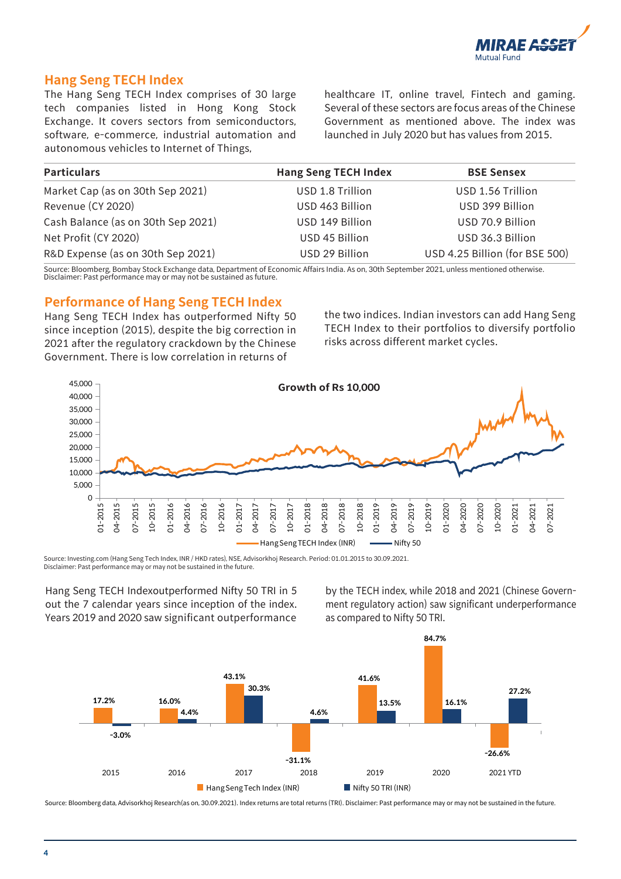## Hang Seng TECH Index

The Hang Seng TECH Index comprises of 30 large tech companies listed in Hong Kong Stock Exchange. It covers sectors from semiconductors, software, e-commerce, industrial automation and autonomous vehicles to Internet of Things, healthcare IT, online travel, Fintech and gaming. Several of these sectors are focus areas of the Chinese Government as mentioned above. The index was launched in July 2020 but has values from 2015.

| Particulars | Hang Seng TECH Index | BSE Sensex |
|---|---|---|
| Market Cap (as on 30th Sep 2021) | USD 1.8 Trillion | USD 1.56 Trillion |
| Revenue (CY 2020) | USD 463 Billion | USD 399 Billion |
| Cash Balance (as on 30th Sep 2021) | USD 149 Billion | USD 70.9 Billion |
| Net Profit (CY 2020) | USD 45 Billion | USD 36.3 Billion |
| R&D Expense (as on 30th Sep 2021) | USD 29 Billion | USD 4.25 Billion (for BSE 500) |

Source: Bloomberg, Bombay Stock Exchange data, Department of Economic Affairs India. As on, 30th September 2021, unless mentioned otherwise.
Disclaimer: Past performance may or may not be sustained as future.

## Performance of Hang Seng TECH Index

Hang Seng TECH Index has outperformed Nifty 50 since inception (2015), despite the big correction in 2021 after the regulatory crackdown by the Chinese Government. There is low correlation in returns of the two indices. Indian investors can add Hang Seng TECH Index to their portfolios to diversify portfolio risks across different market cycles.

**Growth of Rs 10,000**

Hang Seng TECH Index (INR) — Nifty 50

Source: Investing.com (Hang Seng Tech Index, INR / HKD rates), NSE, Advisorkhoj Research. Period: 01.01.2015 to 30.09.2021.
Disclaimer: Past performance may or may not be sustained in the future.

Hang Seng TECH Indexoutperformed Nifty 50 TRI in 5 out the 7 calendar years since inception of the index. Years 2019 and 2020 saw significant outperformance by the TECH index, while 2018 and 2021 (Chinese Government regulatory action) saw significant underperformance as compared to Nifty 50 TRI.

| Year | Hang Seng Tech Index (INR) | Nifty 50 TRI (INR) |
|---|---|---|
| 2015 | 17.2% | -3.0% |
| 2016 | 16.0% | 4.4% |
| 2017 | 43.1% | 30.3% |
| 2018 | -31.1% | 4.6% |
| 2019 | 41.6% | 13.5% |
| 2020 | 84.7% | 16.1% |
| 2021 YTD | -26.6% | 27.2% |

Source: Bloomberg data, Advisorkhoj Research(as on, 30.09.2021). Index returns are total returns (TRI). Disclaimer: Past performance may or may not be sustained in the future.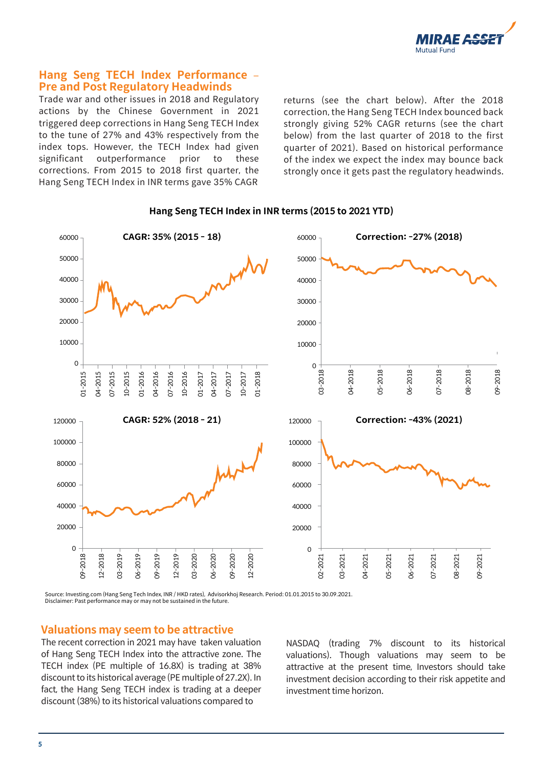## Hang Seng TECH Index Performance – Pre and Post Regulatory Headwinds

Trade war and other issues in 2018 and Regulatory actions by the Chinese Government in 2021 triggered deep corrections in Hang Seng TECH Index to the tune of 27% and 43% respectively from the index tops. However, the TECH Index had given significant outperformance prior to these corrections. From 2015 to 2018 first quarter, the Hang Seng TECH Index in INR terms gave 35% CAGR returns (see the chart below). After the 2018 correction, the Hang Seng TECH Index bounced back strongly giving 52% CAGR returns (see the chart below) from the last quarter of 2018 to the first quarter of 2021). Based on historical performance of the index we expect the index may bounce back strongly once it gets past the regulatory headwinds.

**Hang Seng TECH Index in INR terms (2015 to 2021 YTD)**

CAGR: 35% (2015 - 18)

Correction: -27% (2018)

CAGR: 52% (2018 - 21)

Correction: -43% (2021)

Source: Investing.com (Hang Seng Tech Index, INR / HKD rates), Advisorkhoj Research. Period: 01.01.2015 to 30.09.2021.
Disclaimer: Past performance may or may not be sustained in the future.

## Valuations may seem to be attractive

The recent correction in 2021 may have taken valuation of Hang Seng TECH Index into the attractive zone. The TECH index (PE multiple of 16.8X) is trading at 38% discount to its historical average (PE multiple of 27.2X). In fact, the Hang Seng TECH index is trading at a deeper discount (38%) to its historical valuations compared to NASDAQ (trading 7% discount to its historical valuations). Though valuations may seem to be attractive at the present time, Investors should take investment decision according to their risk appetite and investment time horizon.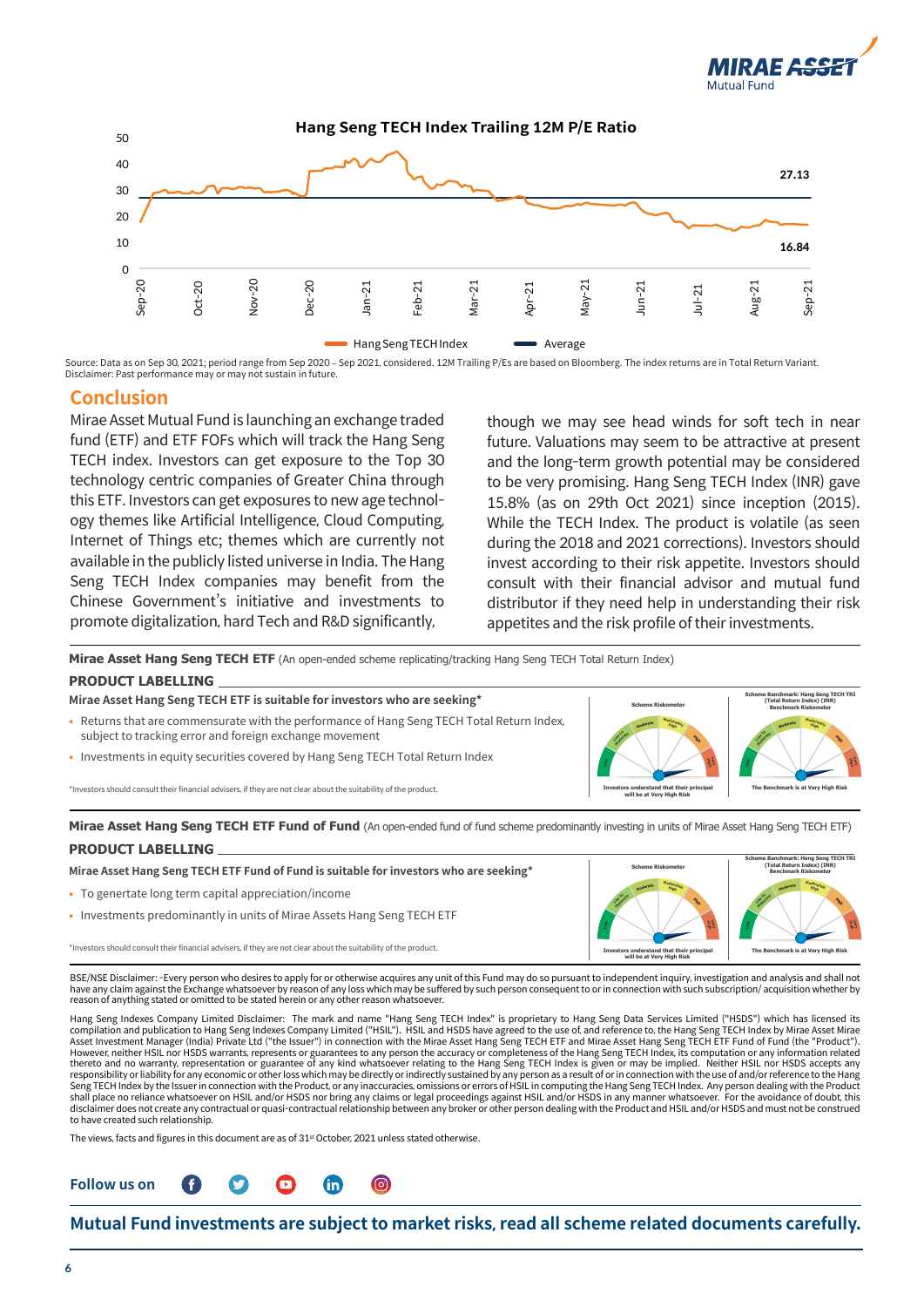### Hang Seng TECH Index Trailing 12M P/E Ratio

50
40
30
20
10
0

27.13
16.84

Sep-20 Oct-20 Nov-20 Dec-20 Jan-21 Feb-21 Mar-21 Apr-21 May-21 Jun-21 Jul-21 Aug-21 Sep-21

Hang Seng TECH Index — Average

Source: Data as on Sep 30, 2021; period range from Sep 2020 – Sep 2021, considered. 12M Trailing P/Es are based on Bloomberg. The index returns are in Total Return Variant.
Disclaimer: Past performance may or may not sustain in future.

## Conclusion

Mirae Asset Mutual Fund is launching an exchange traded fund (ETF) and ETF FOFs which will track the Hang Seng TECH index. Investors can get exposure to the Top 30 technology centric companies of Greater China through this ETF. Investors can get exposures to new age technology themes like Artificial Intelligence, Cloud Computing, Internet of Things etc; themes which are currently not available in the publicly listed universe in India. The Hang Seng TECH Index companies may benefit from the Chinese Government's initiative and investments to promote digitalization, hard Tech and R&D significantly, though we may see head winds for soft tech in near future. Valuations may seem to be attractive at present and the long-term growth potential may be considered to be very promising. Hang Seng TECH Index (INR) gave 15.8% (as on 29th Oct 2021) since inception (2015). While the TECH Index. The product is volatile (as seen during the 2018 and 2021 corrections). Investors should invest according to their risk appetite. Investors should consult with their financial advisor and mutual fund distributor if they need help in understanding their risk appetites and the risk profile of their investments.

**Mirae Asset Hang Seng TECH ETF** (An open-ended scheme replicating/tracking Hang Seng TECH Total Return Index)

**PRODUCT LABELLING**

**Mirae Asset Hang Seng TECH ETF is suitable for investors who are seeking\***

- Returns that are commensurate with the performance of Hang Seng TECH Total Return Index, subject to tracking error and foreign exchange movement
- Investments in equity securities covered by Hang Seng TECH Total Return Index

\*Investors should consult their financial advisers, if they are not clear about the suitability of the product.

Scheme Riskometer
Investors understand that their principal will be at Very High Risk

Scheme Benchmark: Hang Seng TECH TRI (Total Return Index) (INR)
Benchmark Riskometer
The Benchmark is at Very High Risk

**Mirae Asset Hang Seng TECH ETF Fund of Fund** (An open-ended fund of fund scheme predominantly investing in units of Mirae Asset Hang Seng TECH ETF)

**PRODUCT LABELLING**

**Mirae Asset Hang Seng TECH ETF Fund of Fund is suitable for investors who are seeking\***

- To genertate long term capital appreciation/income
- Investments predominantly in units of Mirae Assets Hang Seng TECH ETF

\*Investors should consult their financial advisers, if they are not clear about the suitability of the product.

Scheme Riskometer
Investors understand that their principal will be at Very High Risk

Scheme Benchmark: Hang Seng TECH TRI (Total Return Index) (INR)
Benchmark Riskometer
The Benchmark is at Very High Risk

BSE/NSE Disclaimer: -Every person who desires to apply for or otherwise acquires any unit of this Fund may do so pursuant to independent inquiry, investigation and analysis and shall not have any claim against the Exchange whatsoever by reason of any loss which may be suffered by such person consequent to or in connection with such subscription/ acquisition whether by reason of anything stated or omitted to be stated herein or any other reason whatsoever.

Hang Seng Indexes Company Limited Disclaimer: The mark and name "Hang Seng TECH Index" is proprietary to Hang Seng Data Services Limited ("HSDS") which has licensed its compilation and publication to Hang Seng Indexes Company Limited ("HSIL"). HSIL and HSDS have agreed to the use of, and reference to, the Hang Seng TECH Index by Mirae Asset Mirae Asset Investment Manager (India) Private Ltd ("the Issuer") in connection with the Mirae Asset Hang Seng TECH ETF and Mirae Asset Hang Seng TECH ETF Fund of Fund (the "Product"). However, neither HSIL nor HSDS warrants, represents or guarantees to any person the accuracy or completeness of the Hang Seng TECH Index, its computation or any information related thereto and no warranty, representation or guarantee of any kind whatsoever relating to the Hang Seng TECH Index is given or may be implied. Neither HSIL nor HSDS accepts any responsibility or liability for any economic or other loss which may be directly or indirectly sustained by any person as a result of or in connection with the use of and/or reference to the Hang Seng TECH Index by the Issuer in connection with the Product, or any inaccuracies, omissions or errors of HSIL in computing the Hang Seng TECH Index. Any person dealing with the Product shall place no reliance whatsoever on HSIL and/or HSDS nor bring any claims or legal proceedings against HSIL and/or HSDS in any manner whatsoever. For the avoidance of doubt, this disclaimer does not create any contractual or quasi-contractual relationship between any broker or other person dealing with the Product and HSIL and/or HSDS and must not be construed to have created such relationship.

The views, facts and figures in this document are as of 31st October, 2021 unless stated otherwise.

**Follow us on**

**Mutual Fund investments are subject to market risks, read all scheme related documents carefully.**